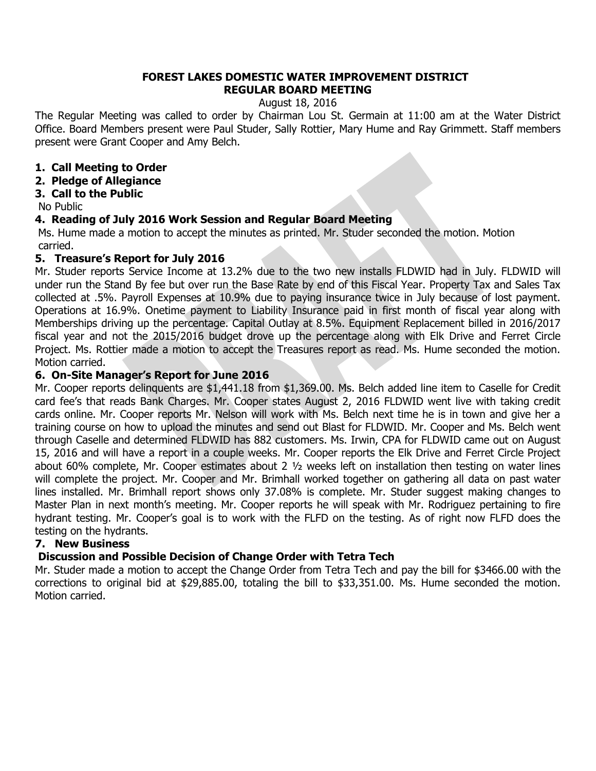# FOREST LAKES DOMESTIC WATER IMPROVEMENT DISTRICT
## REGULAR BOARD MEETING

August 18, 2016

The Regular Meeting was called to order by Chairman Lou St. Germain at 11:00 am at the Water District Office. Board Members present were Paul Studer, Sally Rottier, Mary Hume and Ray Grimmett. Staff members present were Grant Cooper and Amy Belch.

1. **Call Meeting to Order**
2. **Pledge of Allegiance**
3. **Call to the Public**

No Public

4. **Reading of July 2016 Work Session and Regular Board Meeting**

Ms. Hume made a motion to accept the minutes as printed. Mr. Studer seconded the motion. Motion carried.

5. **Treasure's Report for July 2016**

Mr. Studer reports Service Income at 13.2% due to the two new installs FLDWID had in July. FLDWID will under run the Stand By fee but over run the Base Rate by end of this Fiscal Year. Property Tax and Sales Tax collected at .5%. Payroll Expenses at 10.9% due to paying insurance twice in July because of lost payment. Operations at 16.9%. Onetime payment to Liability Insurance paid in first month of fiscal year along with Memberships driving up the percentage. Capital Outlay at 8.5%. Equipment Replacement billed in 2016/2017 fiscal year and not the 2015/2016 budget drove up the percentage along with Elk Drive and Ferret Circle Project. Ms. Rottier made a motion to accept the Treasures report as read. Ms. Hume seconded the motion. Motion carried.

6. **On-Site Manager's Report for June 2016**

Mr. Cooper reports delinquents are $1,441.18 from $1,369.00. Ms. Belch added line item to Caselle for Credit card fee's that reads Bank Charges. Mr. Cooper states August 2, 2016 FLDWID went live with taking credit cards online. Mr. Cooper reports Mr. Nelson will work with Ms. Belch next time he is in town and give her a training course on how to upload the minutes and send out Blast for FLDWID. Mr. Cooper and Ms. Belch went through Caselle and determined FLDWID has 882 customers. Ms. Irwin, CPA for FLDWID came out on August 15, 2016 and will have a report in a couple weeks. Mr. Cooper reports the Elk Drive and Ferret Circle Project about 60% complete, Mr. Cooper estimates about 2 ½ weeks left on installation then testing on water lines will complete the project. Mr. Cooper and Mr. Brimhall worked together on gathering all data on past water lines installed. Mr. Brimhall report shows only 37.08% is complete. Mr. Studer suggest making changes to Master Plan in next month's meeting. Mr. Cooper reports he will speak with Mr. Rodriguez pertaining to fire hydrant testing. Mr. Cooper's goal is to work with the FLFD on the testing. As of right now FLFD does the testing on the hydrants.

7. **New Business**

**Discussion and Possible Decision of Change Order with Tetra Tech**

Mr. Studer made a motion to accept the Change Order from Tetra Tech and pay the bill for $3466.00 with the corrections to original bid at $29,885.00, totaling the bill to $33,351.00. Ms. Hume seconded the motion. Motion carried.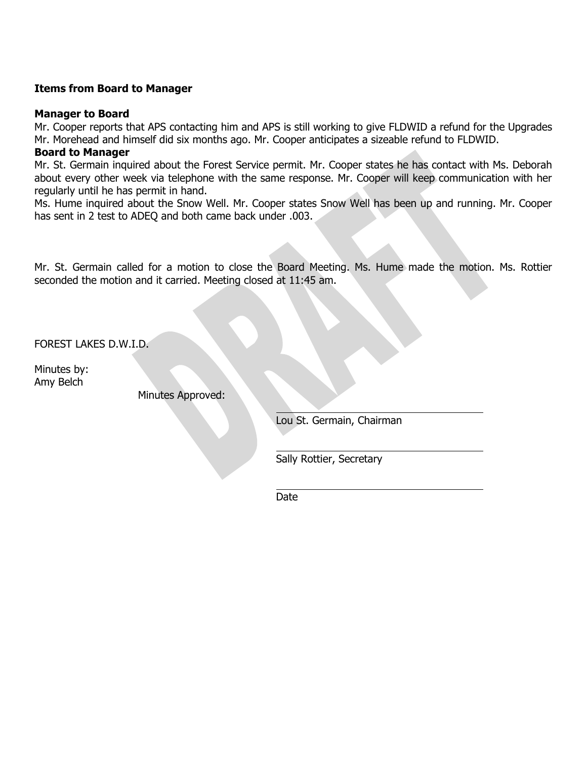**Items from Board to Manager**

**Manager to Board**

Mr. Cooper reports that APS contacting him and APS is still working to give FLDWID a refund for the Upgrades Mr. Morehead and himself did six months ago. Mr. Cooper anticipates a sizeable refund to FLDWID.

**Board to Manager**

Mr. St. Germain inquired about the Forest Service permit. Mr. Cooper states he has contact with Ms. Deborah about every other week via telephone with the same response. Mr. Cooper will keep communication with her regularly until he has permit in hand.

Ms. Hume inquired about the Snow Well. Mr. Cooper states Snow Well has been up and running. Mr. Cooper has sent in 2 test to ADEQ and both came back under .003.

Mr. St. Germain called for a motion to close the Board Meeting. Ms. Hume made the motion. Ms. Rottier seconded the motion and it carried. Meeting closed at 11:45 am.

FOREST LAKES D.W.I.D.

Minutes by:
Amy Belch

Minutes Approved:

\_\_\_\_\_\_\_\_\_\_\_\_\_\_\_\_\_\_\_\_\_\_\_\_\_\_\_\_\_\_\_\_
Lou St. Germain, Chairman

\_\_\_\_\_\_\_\_\_\_\_\_\_\_\_\_\_\_\_\_\_\_\_\_\_\_\_\_\_\_\_\_
Sally Rottier, Secretary

\_\_\_\_\_\_\_\_\_\_\_\_\_\_\_\_\_\_\_\_\_\_\_\_\_\_\_\_\_\_\_\_
Date

DRAFT